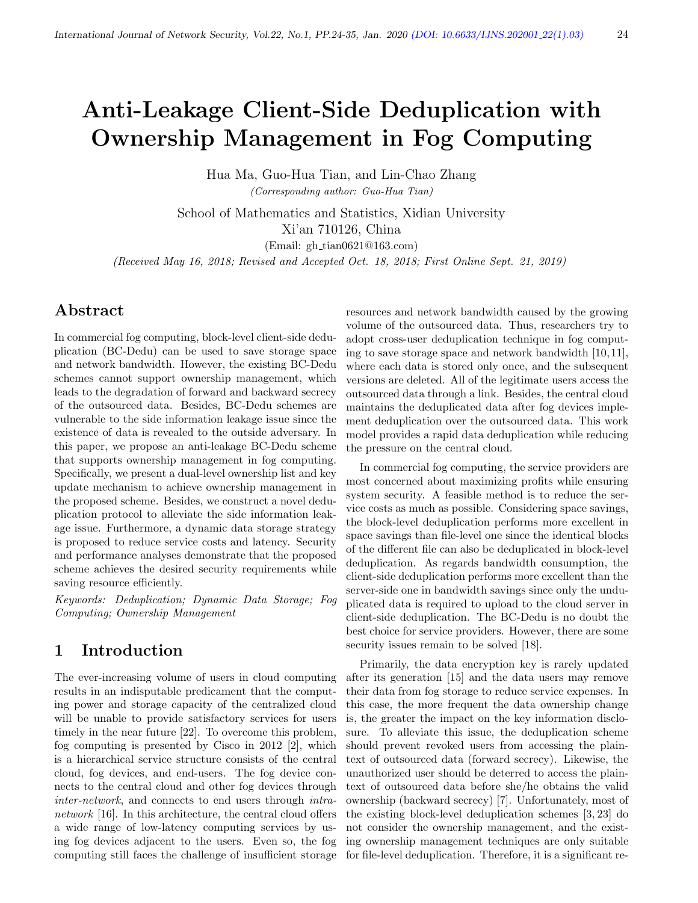# Anti-Leakage Client-Side Deduplication with Ownership Management in Fog Computing

Hua Ma, Guo-Hua Tian, and Lin-Chao Zhang

*(Corresponding author: Guo-Hua Tian)*

School of Mathematics and Statistics, Xidian University

Xi'an 710126, China

(Email: gh_tian0621@163.com)

*(Received May 16, 2018; Revised and Accepted Oct. 18, 2018; First Online Sept. 21, 2019)*

## Abstract

In commercial fog computing, block-level client-side deduplication (BC-Dedu) can be used to save storage space and network bandwidth. However, the existing BC-Dedu schemes cannot support ownership management, which leads to the degradation of forward and backward secrecy of the outsourced data. Besides, BC-Dedu schemes are vulnerable to the side information leakage issue since the existence of data is revealed to the outside adversary. In this paper, we propose an anti-leakage BC-Dedu scheme that supports ownership management in fog computing. Specifically, we present a dual-level ownership list and key update mechanism to achieve ownership management in the proposed scheme. Besides, we construct a novel deduplication protocol to alleviate the side information leakage issue. Furthermore, a dynamic data storage strategy is proposed to reduce service costs and latency. Security and performance analyses demonstrate that the proposed scheme achieves the desired security requirements while saving resource efficiently.

*Keywords: Deduplication; Dynamic Data Storage; Fog Computing; Ownership Management*

## 1 Introduction

The ever-increasing volume of users in cloud computing results in an indisputable predicament that the computing power and storage capacity of the centralized cloud will be unable to provide satisfactory services for users timely in the near future [22]. To overcome this problem, fog computing is presented by Cisco in 2012 [2], which is a hierarchical service structure consists of the central cloud, fog devices, and end-users. The fog device connects to the central cloud and other fog devices through *inter-network*, and connects to end users through *intranetwork* [16]. In this architecture, the central cloud offers a wide range of low-latency computing services by using fog devices adjacent to the users. Even so, the fog computing still faces the challenge of insufficient storage resources and network bandwidth caused by the growing volume of the outsourced data. Thus, researchers try to adopt cross-user deduplication technique in fog computing to save storage space and network bandwidth [10,11], where each data is stored only once, and the subsequent versions are deleted. All of the legitimate users access the outsourced data through a link. Besides, the central cloud maintains the deduplicated data after fog devices implement deduplication over the outsourced data. This work model provides a rapid data deduplication while reducing the pressure on the central cloud.

In commercial fog computing, the service providers are most concerned about maximizing profits while ensuring system security. A feasible method is to reduce the service costs as much as possible. Considering space savings, the block-level deduplication performs more excellent in space savings than file-level one since the identical blocks of the different file can also be deduplicated in block-level deduplication. As regards bandwidth consumption, the client-side deduplication performs more excellent than the server-side one in bandwidth savings since only the unduplicated data is required to upload to the cloud server in client-side deduplication. The BC-Dedu is no doubt the best choice for service providers. However, there are some security issues remain to be solved [18].

Primarily, the data encryption key is rarely updated after its generation [15] and the data users may remove their data from fog storage to reduce service expenses. In this case, the more frequent the data ownership change is, the greater the impact on the key information disclosure. To alleviate this issue, the deduplication scheme should prevent revoked users from accessing the plaintext of outsourced data (forward secrecy). Likewise, the unauthorized user should be deterred to access the plaintext of outsourced data before she/he obtains the valid ownership (backward secrecy) [7]. Unfortunately, most of the existing block-level deduplication schemes [3, 23] do not consider the ownership management, and the existing ownership management techniques are only suitable for file-level deduplication. Therefore, it is a significant re-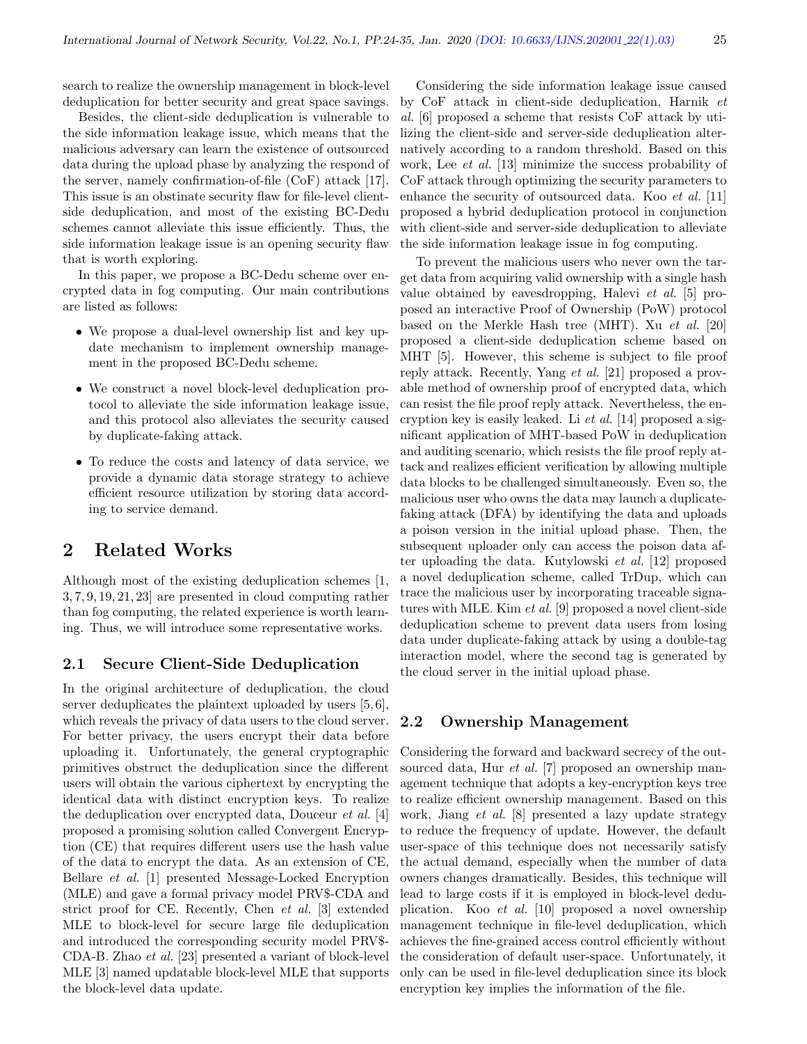search to realize the ownership management in block-level deduplication for better security and great space savings.

Besides, the client-side deduplication is vulnerable to the side information leakage issue, which means that the malicious adversary can learn the existence of outsourced data during the upload phase by analyzing the respond of the server, namely confirmation-of-file (CoF) attack [17]. This issue is an obstinate security flaw for file-level client-side deduplication, and most of the existing BC-Dedu schemes cannot alleviate this issue efficiently. Thus, the side information leakage issue is an opening security flaw that is worth exploring.

In this paper, we propose a BC-Dedu scheme over encrypted data in fog computing. Our main contributions are listed as follows:

- We propose a dual-level ownership list and key update mechanism to implement ownership management in the proposed BC-Dedu scheme.
- We construct a novel block-level deduplication protocol to alleviate the side information leakage issue, and this protocol also alleviates the security caused by duplicate-faking attack.
- To reduce the costs and latency of data service, we provide a dynamic data storage strategy to achieve efficient resource utilization by storing data according to service demand.

# 2 Related Works

Although most of the existing deduplication schemes [1, 3, 7, 9, 19, 21, 23] are presented in cloud computing rather than fog computing, the related experience is worth learning. Thus, we will introduce some representative works.

## 2.1 Secure Client-Side Deduplication

In the original architecture of deduplication, the cloud server deduplicates the plaintext uploaded by users [5, 6], which reveals the privacy of data users to the cloud server. For better privacy, the users encrypt their data before uploading it. Unfortunately, the general cryptographic primitives obstruct the deduplication since the different users will obtain the various ciphertext by encrypting the identical data with distinct encryption keys. To realize the deduplication over encrypted data, Douceur *et al.* [4] proposed a promising solution called Convergent Encryption (CE) that requires different users use the hash value of the data to encrypt the data. As an extension of CE, Bellare *et al.* [1] presented Message-Locked Encryption (MLE) and gave a formal privacy model PRV$-CDA and strict proof for CE. Recently, Chen *et al.* [3] extended MLE to block-level for secure large file deduplication and introduced the corresponding security model PRV$-CDA-B. Zhao *et al.* [23] presented a variant of block-level MLE [3] named updatable block-level MLE that supports the block-level data update.

Considering the side information leakage issue caused by CoF attack in client-side deduplication, Harnik *et al.* [6] proposed a scheme that resists CoF attack by utilizing the client-side and server-side deduplication alternatively according to a random threshold. Based on this work, Lee *et al.* [13] minimize the success probability of CoF attack through optimizing the security parameters to enhance the security of outsourced data. Koo *et al.* [11] proposed a hybrid deduplication protocol in conjunction with client-side and server-side deduplication to alleviate the side information leakage issue in fog computing.

To prevent the malicious users who never own the target data from acquiring valid ownership with a single hash value obtained by eavesdropping, Halevi *et al.* [5] proposed an interactive Proof of Ownership (PoW) protocol based on the Merkle Hash tree (MHT). Xu *et al.* [20] proposed a client-side deduplication scheme based on MHT [5]. However, this scheme is subject to file proof reply attack. Recently, Yang *et al.* [21] proposed a provable method of ownership proof of encrypted data, which can resist the file proof reply attack. Nevertheless, the encryption key is easily leaked. Li *et al.* [14] proposed a significant application of MHT-based PoW in deduplication and auditing scenario, which resists the file proof reply attack and realizes efficient verification by allowing multiple data blocks to be challenged simultaneously. Even so, the malicious user who owns the data may launch a duplicate-faking attack (DFA) by identifying the data and uploads a poison version in the initial upload phase. Then, the subsequent uploader only can access the poison data after uploading the data. Kutylowski *et al.* [12] proposed a novel deduplication scheme, called TrDup, which can trace the malicious user by incorporating traceable signatures with MLE. Kim *et al.* [9] proposed a novel client-side deduplication scheme to prevent data users from losing data under duplicate-faking attack by using a double-tag interaction model, where the second tag is generated by the cloud server in the initial upload phase.

## 2.2 Ownership Management

Considering the forward and backward secrecy of the outsourced data, Hur *et al.* [7] proposed an ownership management technique that adopts a key-encryption keys tree to realize efficient ownership management. Based on this work, Jiang *et al.* [8] presented a lazy update strategy to reduce the frequency of update. However, the default user-space of this technique does not necessarily satisfy the actual demand, especially when the number of data owners changes dramatically. Besides, this technique will lead to large costs if it is employed in block-level deduplication. Koo *et al.* [10] proposed a novel ownership management technique in file-level deduplication, which achieves the fine-grained access control efficiently without the consideration of default user-space. Unfortunately, it only can be used in file-level deduplication since its block encryption key implies the information of the file.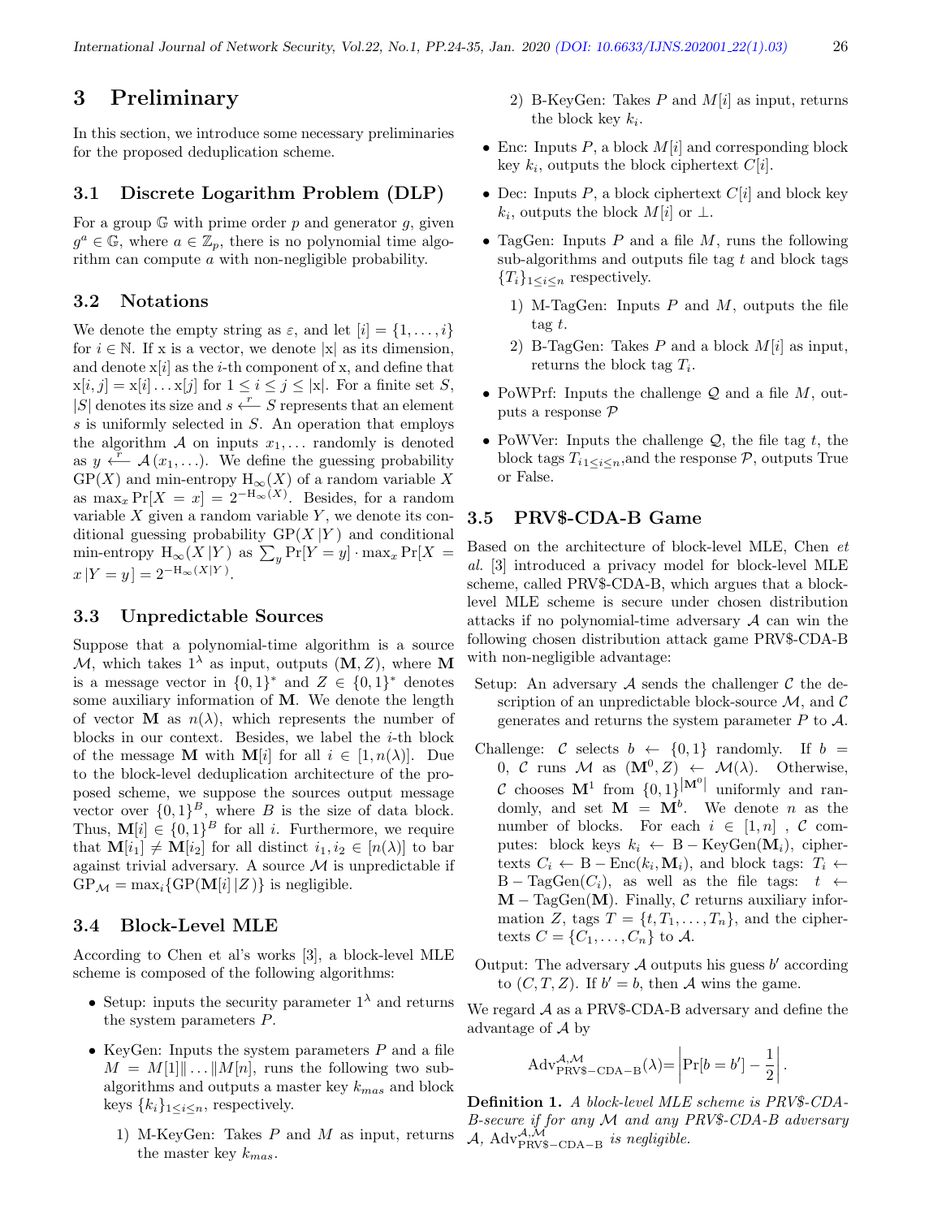# 3 Preliminary

In this section, we introduce some necessary preliminaries for the proposed deduplication scheme.

## 3.1 Discrete Logarithm Problem (DLP)

For a group $\mathbb{G}$ with prime order $p$ and generator $g$, given $g^a \in \mathbb{G}$, where $a \in \mathbb{Z}_p$, there is no polynomial time algorithm can compute $a$ with non-negligible probability.

## 3.2 Notations

We denote the empty string as $\varepsilon$, and let $[i] = \{1, \ldots, i\}$ for $i \in \mathbb{N}$. If x is a vector, we denote $|\mathrm{x}|$ as its dimension, and denote $\mathrm{x}[i]$ as the $i$-th component of x, and define that $\mathrm{x}[i,j] = \mathrm{x}[i] \ldots \mathrm{x}[j]$ for $1 \le i \le j \le |\mathrm{x}|$. For a finite set $S$, $|S|$ denotes its size and $s \xleftarrow{r} S$ represents that an element $s$ is uniformly selected in $S$. An operation that employs the algorithm $\mathcal{A}$ on inputs $x_1, \ldots$ randomly is denoted as $y \xleftarrow{r} \mathcal{A}(x_1, \ldots)$. We define the guessing probability $\mathrm{GP}(X)$ and min-entropy $\mathrm{H}_\infty(X)$ of a random variable $X$ as $\max_x \Pr[X = x] = 2^{-\mathrm{H}_\infty(X)}$. Besides, for a random variable $X$ given a random variable $Y$, we denote its conditional guessing probability $\mathrm{GP}(X\,|Y)$ and conditional min-entropy $\mathrm{H}_\infty(X\,|Y)$ as $\sum_y \Pr[Y = y] \cdot \max_x \Pr[X = x\,|Y = y] = 2^{-\mathrm{H}_\infty(X|Y)}$.

## 3.3 Unpredictable Sources

Suppose that a polynomial-time algorithm is a source $\mathcal{M}$, which takes $1^\lambda$ as input, outputs $(\mathbf{M}, Z)$, where $\mathbf{M}$ is a message vector in $\{0,1\}^*$ and $Z \in \{0,1\}^*$ denotes some auxiliary information of $\mathbf{M}$. We denote the length of vector $\mathbf{M}$ as $n(\lambda)$, which represents the number of blocks in our context. Besides, we label the $i$-th block of the message $\mathbf{M}$ with $\mathbf{M}[i]$ for all $i \in [1, n(\lambda)]$. Due to the block-level deduplication architecture of the proposed scheme, we suppose the sources output message vector over $\{0,1\}^B$, where $B$ is the size of data block. Thus, $\mathbf{M}[i] \in \{0,1\}^B$ for all $i$. Furthermore, we require that $\mathbf{M}[i_1] \ne \mathbf{M}[i_2]$ for all distinct $i_1, i_2 \in [n(\lambda)]$ to bar against trivial adversary. A source $\mathcal{M}$ is unpredictable if $\mathrm{GP}_\mathcal{M} = \max_i\{\mathrm{GP}(\mathbf{M}[i]\,|Z)\}$ is negligible.

## 3.4 Block-Level MLE

According to Chen et al's works [3], a block-level MLE scheme is composed of the following algorithms:

- Setup: inputs the security parameter $1^\lambda$ and returns the system parameters $P$.
- KeyGen: Inputs the system parameters $P$ and a file $M = M[1]\|\ldots\|M[n]$, runs the following two sub-algorithms and outputs a master key $k_{mas}$ and block keys $\{k_i\}_{1 \le i \le n}$, respectively.
  1) M-KeyGen: Takes $P$ and $M$ as input, returns the master key $k_{mas}$.
  2) B-KeyGen: Takes $P$ and $M[i]$ as input, returns the block key $k_i$.
- Enc: Inputs $P$, a block $M[i]$ and corresponding block key $k_i$, outputs the block ciphertext $C[i]$.
- Dec: Inputs $P$, a block ciphertext $C[i]$ and block key $k_i$, outputs the block $M[i]$ or $\perp$.
- TagGen: Inputs $P$ and a file $M$, runs the following sub-algorithms and outputs file tag $t$ and block tags $\{T_i\}_{1 \le i \le n}$ respectively.
  1) M-TagGen: Inputs $P$ and $M$, outputs the file tag $t$.
  2) B-TagGen: Takes $P$ and a block $M[i]$ as input, returns the block tag $T_i$.
- PoWPrf: Inputs the challenge $\mathcal{Q}$ and a file $M$, outputs a response $\mathcal{P}$
- PoWVer: Inputs the challenge $\mathcal{Q}$, the file tag $t$, the block tags $T_{i1 \le i \le n}$,and the response $\mathcal{P}$, outputs True or False.

## 3.5 PRV\$-CDA-B Game

Based on the architecture of block-level MLE, Chen *et al.* [3] introduced a privacy model for block-level MLE scheme, called PRV\$-CDA-B, which argues that a block-level MLE scheme is secure under chosen distribution attacks if no polynomial-time adversary $\mathcal{A}$ can win the following chosen distribution attack game PRV\$-CDA-B with non-negligible advantage:

Setup: An adversary $\mathcal{A}$ sends the challenger $\mathcal{C}$ the description of an unpredictable block-source $\mathcal{M}$, and $\mathcal{C}$ generates and returns the system parameter $P$ to $\mathcal{A}$.

Challenge: $\mathcal{C}$ selects $b \leftarrow \{0,1\}$ randomly. If $b = 0$, $\mathcal{C}$ runs $\mathcal{M}$ as $(\mathbf{M}^0, Z) \leftarrow \mathcal{M}(\lambda)$. Otherwise, $\mathcal{C}$ chooses $\mathbf{M}^1$ from $\{0,1\}^{|\mathbf{M}^0|}$ uniformly and randomly, and set $\mathbf{M} = \mathbf{M}^b$. We denote $n$ as the number of blocks. For each $i \in [1,n]$ , $\mathcal{C}$ computes: block keys $k_i \leftarrow \mathrm{B-KeyGen}(\mathbf{M}_i)$, ciphertexts $C_i \leftarrow \mathrm{B-Enc}(k_i, \mathbf{M}_i)$, and block tags: $T_i \leftarrow \mathrm{B-TagGen}(C_i)$, as well as the file tags: $t \leftarrow \mathbf{M}-\mathrm{TagGen}(\mathbf{M})$. Finally, $\mathcal{C}$ returns auxiliary information $Z$, tags $T = \{t, T_1, \ldots, T_n\}$, and the ciphertexts $C = \{C_1, \ldots, C_n\}$ to $\mathcal{A}$.

Output: The adversary $\mathcal{A}$ outputs his guess $b'$ according to $(C, T, Z)$. If $b' = b$, then $\mathcal{A}$ wins the game.

We regard $\mathcal{A}$ as a PRV\$-CDA-B adversary and define the advantage of $\mathcal{A}$ by

$$\mathrm{Adv}_{\mathrm{PRV\$-CDA-B}}^{\mathcal{A},\mathcal{M}}(\lambda) = \left|\Pr[b = b'] - \frac{1}{2}\right|.$$

**Definition 1.** *A block-level MLE scheme is PRV\$-CDA-B-secure if for any $\mathcal{M}$ and any PRV\$-CDA-B adversary $\mathcal{A}$, $\mathrm{Adv}_{\mathrm{PRV\$-CDA-B}}^{\mathcal{A},\mathcal{M}}$ is negligible.*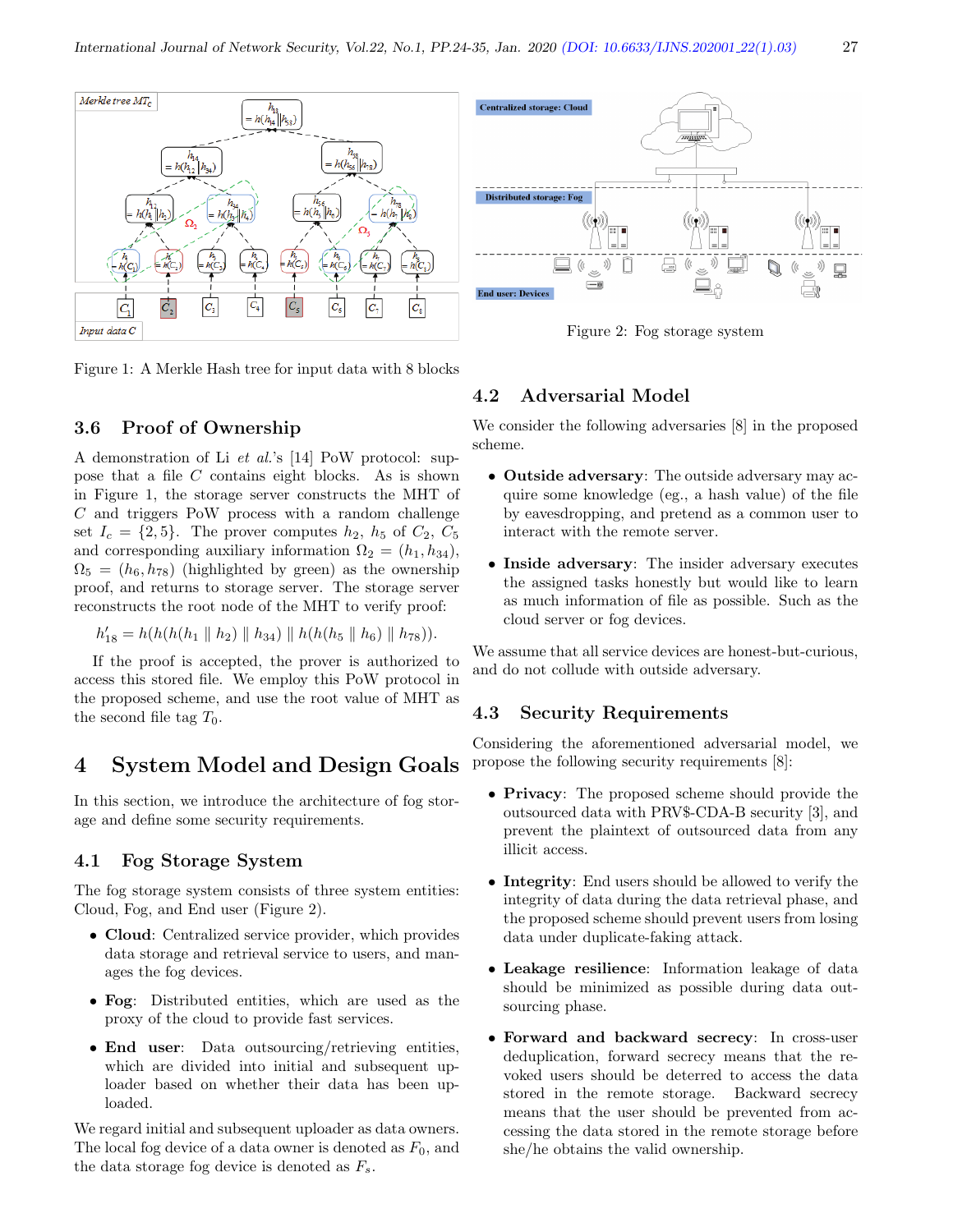Figure 1: A Merkle Hash tree for input data with 8 blocks

### 3.6 Proof of Ownership

A demonstration of Li *et al.*'s [14] PoW protocol: suppose that a file $C$ contains eight blocks. As is shown in Figure 1, the storage server constructs the MHT of $C$ and triggers PoW process with a random challenge set $I_c = \{2, 5\}$. The prover computes $h_2$, $h_5$ of $C_2$, $C_5$ and corresponding auxiliary information $\Omega_2 = (h_1, h_{34})$, $\Omega_5 = (h_6, h_{78})$ (highlighted by green) as the ownership proof, and returns to storage server. The storage server reconstructs the root node of the MHT to verify proof:

$$h'_{18} = h(h(h(h_1 \parallel h_2) \parallel h_{34}) \parallel h(h(h_5 \parallel h_6) \parallel h_{78})).$$

If the proof is accepted, the prover is authorized to access this stored file. We employ this PoW protocol in the proposed scheme, and use the root value of MHT as the second file tag $T_0$.

## 4 System Model and Design Goals

In this section, we introduce the architecture of fog storage and define some security requirements.

### 4.1 Fog Storage System

The fog storage system consists of three system entities: Cloud, Fog, and End user (Figure 2).

- **Cloud**: Centralized service provider, which provides data storage and retrieval service to users, and manages the fog devices.
- **Fog**: Distributed entities, which are used as the proxy of the cloud to provide fast services.
- **End user**: Data outsourcing/retrieving entities, which are divided into initial and subsequent uploader based on whether their data has been uploaded.

We regard initial and subsequent uploader as data owners. The local fog device of a data owner is denoted as $F_0$, and the data storage fog device is denoted as $F_s$.

Figure 2: Fog storage system

### 4.2 Adversarial Model

We consider the following adversaries [8] in the proposed scheme.

- **Outside adversary**: The outside adversary may acquire some knowledge (eg., a hash value) of the file by eavesdropping, and pretend as a common user to interact with the remote server.
- **Inside adversary**: The insider adversary executes the assigned tasks honestly but would like to learn as much information of file as possible. Such as the cloud server or fog devices.

We assume that all service devices are honest-but-curious, and do not collude with outside adversary.

### 4.3 Security Requirements

Considering the aforementioned adversarial model, we propose the following security requirements [8]:

- **Privacy**: The proposed scheme should provide the outsourced data with PRV\$-CDA-B security [3], and prevent the plaintext of outsourced data from any illicit access.
- **Integrity**: End users should be allowed to verify the integrity of data during the data retrieval phase, and the proposed scheme should prevent users from losing data under duplicate-faking attack.
- **Leakage resilience**: Information leakage of data should be minimized as possible during data outsourcing phase.
- **Forward and backward secrecy**: In cross-user deduplication, forward secrecy means that the revoked users should be deterred to access the data stored in the remote storage. Backward secrecy means that the user should be prevented from accessing the data stored in the remote storage before she/he obtains the valid ownership.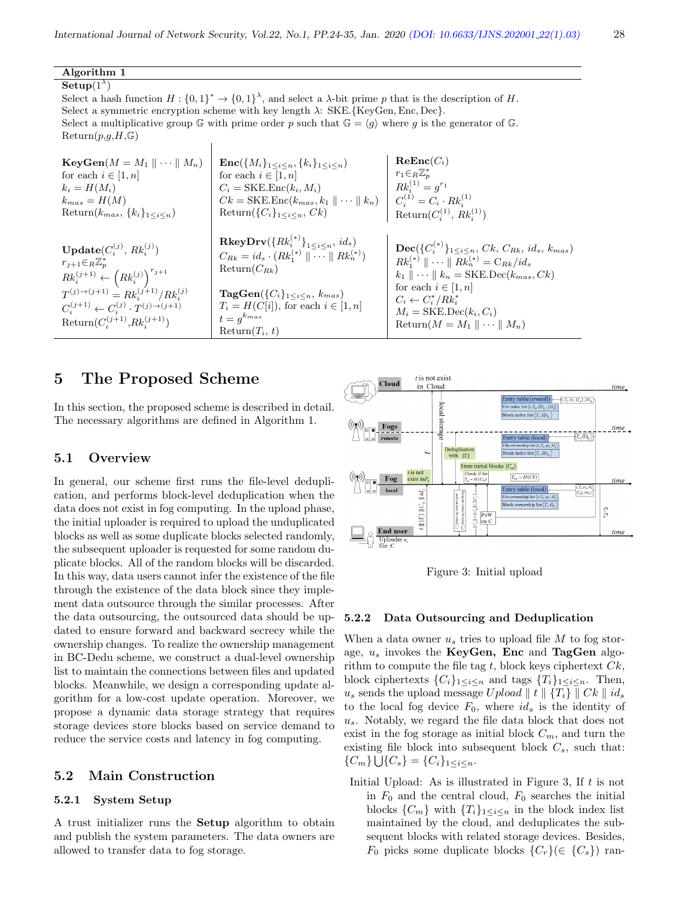**Algorithm 1**

**Setup**($1^\lambda$)
Select a hash function $H: \{0,1\}^* \rightarrow \{0,1\}^\lambda$, and select a $\lambda$-bit prime $p$ that is the description of $H$.
Select a symmetric encryption scheme with key length $\lambda$: SKE.{KeyGen, Enc, Dec}.
Select a multiplicative group $\mathbb{G}$ with prime order $p$ such that $\mathbb{G} = \langle g \rangle$ where $g$ is the generator of $\mathbb{G}$.
Return($p$,$g$,$H$,$\mathbb{G}$)

**KeyGen**($M = M_1 \| \cdots \| M_n$)
for each $i \in [1, n]$
$k_i = H(M_i)$
$k_{mas} = H(M)$
Return($k_{mas}$, $\{k_i\}_{1 \le i \le n}$)

**Enc**($\{M_i\}_{1 \le i \le n}$, $\{k_i\}_{1 \le i \le n}$)
for each $i \in [1, n]$
$C_i = \text{SKE.Enc}(k_i, M_i)$
$Ck = \text{SKE.Enc}(k_{mas}, k_1 \| \cdots \| k_n)$
Return($\{C_i\}_{1 \le i \le n}$, $Ck$)

**ReEnc**($C_i$)
$r_1 \in_R \mathbb{Z}_p^*$
$Rk_i^{(1)} = g^{r_1}$
$C_i^{(1)} = C_i \cdot Rk_i^{(1)}$
Return($C_i^{(1)}$, $Rk_i^{(1)}$)

**Update**($C_i^{(j)}$, $Rk_i^{(j)}$)
$r_{j+1} \in_R \mathbb{Z}_p^*$
$Rk_i^{(j+1)} \leftarrow \left(Rk_i^{(j)}\right)^{r_{j+1}}$
$T^{(j)\rightarrow(j+1)} = Rk_i^{(j+1)} / Rk_i^{(j)}$
$C_i^{(j+1)} \leftarrow C_i^{(j)} \cdot T^{(j)\rightarrow(j+1)}$
Return($C_i^{(j+1)}$,$Rk_i^{(j+1)}$)

**RkeyDrv**($\{Rk_i^{(*)}\}_{1 \le i \le n}$, $id_s$)
$C_{Rk} = id_s \cdot (Rk_1^{(*)} \| \cdots \| Rk_n^{(*)})$
Return($C_{Rk}$)

**TagGen**($\{C_i\}_{1 \le i \le n}$, $k_{mas}$)
$T_i = H(C[i])$, for each $i \in [1, n]$
$t = g^{k_{mas}}$
Return($T_i$, $t$)

**Dec**($\{C_i^{(*)}\}_{1 \le i \le n}$, $Ck$, $C_{Rk}$, $id_s$, $k_{mas}$)
$Rk_1^{(*)} \| \cdots \| Rk_n^{(*)} = C_{Rk} / id_s$
$k_1 \| \cdots \| k_n = \text{SKE.Dec}(k_{mas}, Ck)$
for each $i \in [1, n]$
$C_i \leftarrow C_i^* / Rk_i^*$
$M_i = \text{SKE.Dec}(k_i, C_i)$
Return($M = M_1 \| \cdots \| M_n$)

# 5 The Proposed Scheme

In this section, the proposed scheme is described in detail. The necessary algorithms are defined in Algorithm 1.

## 5.1 Overview

In general, our scheme first runs the file-level deduplication, and performs block-level deduplication when the data does not exist in fog computing. In the upload phase, the initial uploader is required to upload the unduplicated blocks as well as some duplicate blocks selected randomly, the subsequent uploader is requested for some random duplicate blocks. All of the random blocks will be discarded. In this way, data users cannot infer the existence of the file through the existence of the data block since they implement data outsource through the similar processes. After the data outsourcing, the outsourced data should be updated to ensure forward and backward secrecy while the ownership changes. To realize the ownership management in BC-Dedu scheme, we construct a dual-level ownership list to maintain the connections between files and updated blocks. Meanwhile, we design a corresponding update algorithm for a low-cost update operation. Moreover, we propose a dynamic data storage strategy that requires storage devices store blocks based on service demand to reduce the service costs and latency in fog computing.

## 5.2 Main Construction

### 5.2.1 System Setup

A trust initializer runs the **Setup** algorithm to obtain and publish the system parameters. The data owners are allowed to transfer data to fog storage.

Figure 3: Initial upload

### 5.2.2 Data Outsourcing and Deduplication

When a data owner $u_s$ tries to upload file $M$ to fog storage, $u_s$ invokes the **KeyGen, Enc** and **TagGen** algorithm to compute the file tag $t$, block keys ciphertext $Ck$, block ciphertexts $\{C_i\}_{1 \le i \le n}$ and tags $\{T_i\}_{1 \le i \le n}$. Then, $u_s$ sends the upload message $Upload \| t \| \{T_i\} \| Ck \| id_s$ to the local fog device $F_0$, where $id_s$ is the identity of $u_s$. Notably, we regard the file data block that does not exist in the fog storage as initial block $C_m$, and turn the existing file block into subsequent block $C_s$, such that: $\{C_m\} \bigcup \{C_s\} = \{C_i\}_{1 \le i \le n}$.

Initial Upload: As is illustrated in Figure 3, If $t$ is not in $F_0$ and the central cloud, $F_0$ searches the initial blocks $\{C_m\}$ with $\{T_i\}_{1 \le i \le n}$ in the block index list maintained by the cloud, and deduplicates the subsequent blocks with related storage devices. Besides, $F_0$ picks some duplicate blocks $\{C_r\} (\in \{C_s\})$ ran-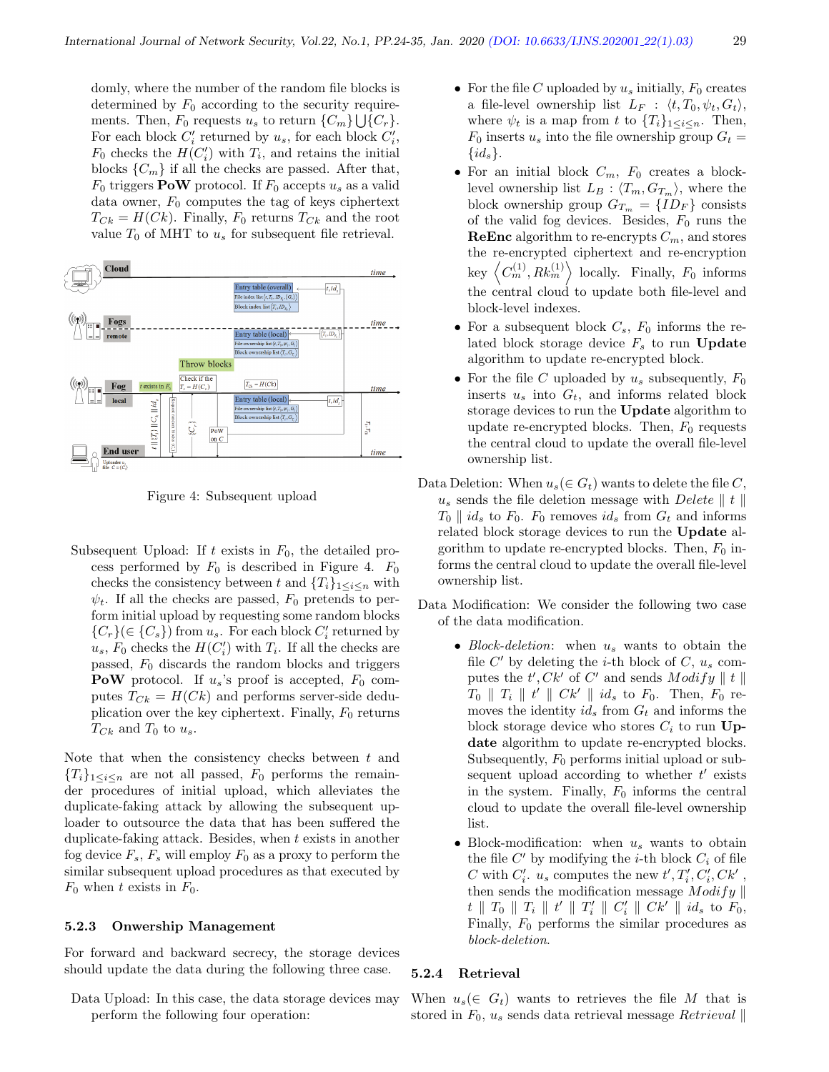domly, where the number of the random file blocks is determined by $F_0$ according to the security requirements. Then, $F_0$ requests $u_s$ to return $\{C_m\} \bigcup \{C_r\}$. For each block $C'_i$ returned by $u_s$, for each block $C'_i$, $F_0$ checks the $H(C'_i)$ with $T_i$, and retains the initial blocks $\{C_m\}$ if all the checks are passed. After that, $F_0$ triggers **PoW** protocol. If $F_0$ accepts $u_s$ as a valid data owner, $F_0$ computes the tag of keys ciphertext $T_{Ck} = H(Ck)$. Finally, $F_0$ returns $T_{Ck}$ and the root value $T_0$ of MHT to $u_s$ for subsequent file retrieval.

Figure 4: Subsequent upload

Subsequent Upload: If $t$ exists in $F_0$, the detailed process performed by $F_0$ is described in Figure 4. $F_0$ checks the consistency between $t$ and $\{T_i\}_{1 \le i \le n}$ with $\psi_t$. If all the checks are passed, $F_0$ pretends to perform initial upload by requesting some random blocks $\{C_r\}(\in \{C_s\})$ from $u_s$. For each block $C'_i$ returned by $u_s$, $F_0$ checks the $H(C'_i)$ with $T_i$. If all the checks are passed, $F_0$ discards the random blocks and triggers **PoW** protocol. If $u_s$'s proof is accepted, $F_0$ computes $T_{Ck} = H(Ck)$ and performs server-side deduplication over the key ciphertext. Finally, $F_0$ returns $T_{Ck}$ and $T_0$ to $u_s$.

Note that when the consistency checks between $t$ and $\{T_i\}_{1 \le i \le n}$ are not all passed, $F_0$ performs the remainder procedures of initial upload, which alleviates the duplicate-faking attack by allowing the subsequent uploader to outsource the data that has been suffered the duplicate-faking attack. Besides, when $t$ exists in another fog device $F_s$, $F_s$ will employ $F_0$ as a proxy to perform the similar subsequent upload procedures as that executed by $F_0$ when $t$ exists in $F_0$.

### 5.2.3 Onwership Management

For forward and backward secrecy, the storage devices should update the data during the following three case.

Data Upload: In this case, the data storage devices may perform the following four operation:

- For the file $C$ uploaded by $u_s$ initially, $F_0$ creates a file-level ownership list $L_F$ : $\langle t, T_0, \psi_t, G_t \rangle$, where $\psi_t$ is a map from $t$ to $\{T_i\}_{1 \le i \le n}$. Then, $F_0$ inserts $u_s$ into the file ownership group $G_t = \{id_s\}$.
- For an initial block $C_m$, $F_0$ creates a block-level ownership list $L_B$ : $\langle T_m, G_{T_m} \rangle$, where the block ownership group $G_{T_m} = \{ID_F\}$ consists of the valid fog devices. Besides, $F_0$ runs the **ReEnc** algorithm to re-encrypts $C_m$, and stores the re-encrypted ciphertext and re-encryption key $\left\langle C_m^{(1)}, Rk_m^{(1)} \right\rangle$ locally. Finally, $F_0$ informs the central cloud to update both file-level and block-level indexes.
- For a subsequent block $C_s$, $F_0$ informs the related block storage device $F_s$ to run **Update** algorithm to update re-encrypted block.
- For the file $C$ uploaded by $u_s$ subsequently, $F_0$ inserts $u_s$ into $G_t$, and informs related block storage devices to run the **Update** algorithm to update re-encrypted blocks. Then, $F_0$ requests the central cloud to update the overall file-level ownership list.

Data Deletion: When $u_s (\in G_t)$ wants to delete the file $C$, $u_s$ sends the file deletion message with $Delete \parallel t \parallel T_0 \parallel ids$ to $F_0$. $F_0$ removes $id_s$ from $G_t$ and informs related block storage devices to run the **Update** algorithm to update re-encrypted blocks. Then, $F_0$ informs the central cloud to update the overall file-level ownership list.

Data Modification: We consider the following two case of the data modification.

- *Block-deletion*: when $u_s$ wants to obtain the file $C'$ by deleting the $i$-th block of $C$, $u_s$ computes the $t', Ck'$ of $C'$ and sends $Modify \parallel t \parallel T_0 \parallel T_i \parallel t' \parallel Ck' \parallel id_s$ to $F_0$. Then, $F_0$ removes the identity $id_s$ from $G_t$ and informs the block storage device who stores $C_i$ to run **Update** algorithm to update re-encrypted blocks. Subsequently, $F_0$ performs initial upload or subsequent upload according to whether $t'$ exists in the system. Finally, $F_0$ informs the central cloud to update the overall file-level ownership list.
- Block-modification: when $u_s$ wants to obtain the file $C'$ by modifying the $i$-th block $C_i$ of file $C$ with $C'_i$. $u_s$ computes the new $t', T'_i, C'_i, Ck'$, then sends the modification message $Modify \parallel t \parallel T_0 \parallel T_i \parallel t' \parallel T'_i \parallel C'_i \parallel Ck' \parallel id_s$ to $F_0$, Finally, $F_0$ performs the similar procedures as *block-deletion*.

### 5.2.4 Retrieval

When $u_s (\in G_t)$ wants to retrieves the file $M$ that is stored in $F_0$, $u_s$ sends data retrieval message $Retrieval \parallel$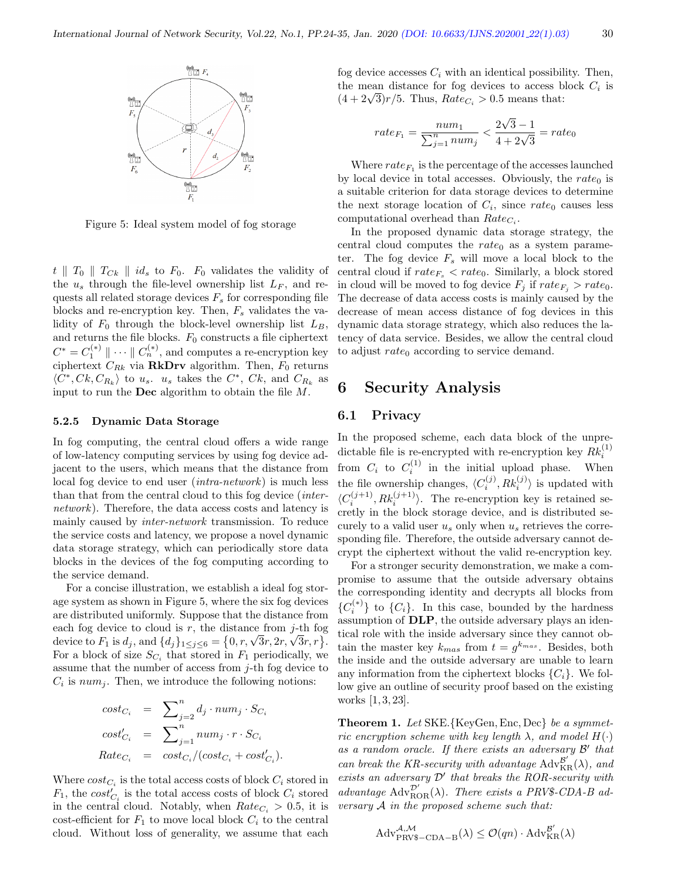Figure 5: Ideal system model of fog storage

$t \parallel T_0 \parallel T_{Ck} \parallel id_s$ to $F_0$. $F_0$ validates the validity of the $u_s$ through the file-level ownership list $L_F$, and requests all related storage devices $F_s$ for corresponding file blocks and re-encryption key. Then, $F_s$ validates the validity of $F_0$ through the block-level ownership list $L_B$, and returns the file blocks. $F_0$ constructs a file ciphertext $C^* = C_1^{(*)} \parallel \cdots \parallel C_n^{(*)}$, and computes a re-encryption key ciphertext $C_{Rk}$ via **RkDrv** algorithm. Then, $F_0$ returns $\langle C^*, Ck, C_{R_k} \rangle$ to $u_s$. $u_s$ takes the $C^*$, $Ck$, and $C_{R_k}$ as input to run the **Dec** algorithm to obtain the file $M$.

#### 5.2.5 Dynamic Data Storage

In fog computing, the central cloud offers a wide range of low-latency computing services by using fog device adjacent to the users, which means that the distance from local fog device to end user (*intra-network*) is much less than that from the central cloud to this fog device (*inter-network*). Therefore, the data access costs and latency is mainly caused by *inter-network* transmission. To reduce the service costs and latency, we propose a novel dynamic data storage strategy, which can periodically store data blocks in the devices of the fog computing according to the service demand.

For a concise illustration, we establish a ideal fog storage system as shown in Figure 5, where the six fog devices are distributed uniformly. Suppose that the distance from each fog device to cloud is $r$, the distance from $j$-th fog device to $F_1$ is $d_j$, and $\{d_j\}_{1 \le j \le 6} = \{0, r, \sqrt{3}r, 2r, \sqrt{3}r, r\}$. For a block of size $S_{C_i}$ that stored in $F_1$ periodically, we assume that the number of access from $j$-th fog device to $C_i$ is $num_j$. Then, we introduce the following notions:

$$
\begin{aligned}
cost_{C_i} &= \sum\nolimits_{j=2}^{n} d_j \cdot num_j \cdot S_{C_i} \\
cost'_{C_i} &= \sum\nolimits_{j=1}^{n} num_j \cdot r \cdot S_{C_i} \\
Rate_{C_i} &= cost_{C_i} / (cost_{C_i} + cost'_{C_i}).
\end{aligned}
$$

Where $cost_{C_i}$ is the total access costs of block $C_i$ stored in $F_1$, the $cost'_{C_i}$ is the total access costs of block $C_i$ stored in the central cloud. Notably, when $Rate_{C_i} > 0.5$, it is cost-efficient for $F_1$ to move local block $C_i$ to the central cloud. Without loss of generality, we assume that each fog device accesses $C_i$ with an identical possibility. Then, the mean distance for fog devices to access block $C_i$ is $(4 + 2\sqrt{3})r/5$. Thus, $Rate_{C_i} > 0.5$ means that:

$$
rate_{F_1} = \frac{num_1}{\sum_{j=1}^{n} num_j} < \frac{2\sqrt{3} - 1}{4 + 2\sqrt{3}} = rate_0
$$

Where $rate_{F_1}$ is the percentage of the accesses launched by local device in total accesses. Obviously, the $rate_0$ is a suitable criterion for data storage devices to determine the next storage location of $C_i$, since $rate_0$ causes less computational overhead than $Rate_{C_i}$.

In the proposed dynamic data storage strategy, the central cloud computes the $rate_0$ as a system parameter. The fog device $F_s$ will move a local block to the central cloud if $rate_{F_s} < rate_0$. Similarly, a block stored in cloud will be moved to fog device $F_j$ if $rate_{F_j} > rate_0$. The decrease of data access costs is mainly caused by the decrease of mean access distance of fog devices in this dynamic data storage strategy, which also reduces the latency of data service. Besides, we allow the central cloud to adjust $rate_0$ according to service demand.

## 6 Security Analysis

### 6.1 Privacy

In the proposed scheme, each data block of the unpredictable file is re-encrypted with re-encryption key $Rk_i^{(1)}$ from $C_i$ to $C_i^{(1)}$ in the initial upload phase. When the file ownership changes, $\langle C_i^{(j)}, Rk_i^{(j)} \rangle$ is updated with $\langle C_i^{(j+1)}, Rk_i^{(j+1)} \rangle$. The re-encryption key is retained secretly in the block storage device, and is distributed securely to a valid user $u_s$ only when $u_s$ retrieves the corresponding file. Therefore, the outside adversary cannot decrypt the ciphertext without the valid re-encryption key.

For a stronger security demonstration, we make a compromise to assume that the outside adversary obtains the corresponding identity and decrypts all blocks from $\{C_i^{(*)}\}$ to $\{C_i\}$. In this case, bounded by the hardness assumption of **DLP**, the outside adversary plays an identical role with the inside adversary since they cannot obtain the master key $k_{mas}$ from $t = g^{k_{mas}}$. Besides, both the inside and the outside adversary are unable to learn any information from the ciphertext blocks $\{C_i\}$. We follow give an outline of security proof based on the existing works [1,3,23].

**Theorem 1.** *Let* SKE.{KeyGen, Enc, Dec} *be a symmetric encryption scheme with key length $\lambda$, and model $H(\cdot)$ as a random oracle. If there exists an adversary $\mathcal{B}'$ that can break the KR-security with advantage $\mathrm{Adv}_{\mathrm{KR}}^{\mathcal{B}'}(\lambda)$, and exists an adversary $\mathcal{D}'$ that breaks the ROR-security with advantage $\mathrm{Adv}_{\mathrm{ROR}}^{\mathcal{D}'}(\lambda)$. There exists a PRV\$-CDA-B adversary $\mathcal{A}$ in the proposed scheme such that:*

$$
\mathrm{Adv}_{\mathrm{PRV\$-CDA-B}}^{\mathcal{A},\mathcal{M}}(\lambda) \le \mathcal{O}(qn) \cdot \mathrm{Adv}_{\mathrm{KR}}^{\mathcal{B}'}(\lambda)
$$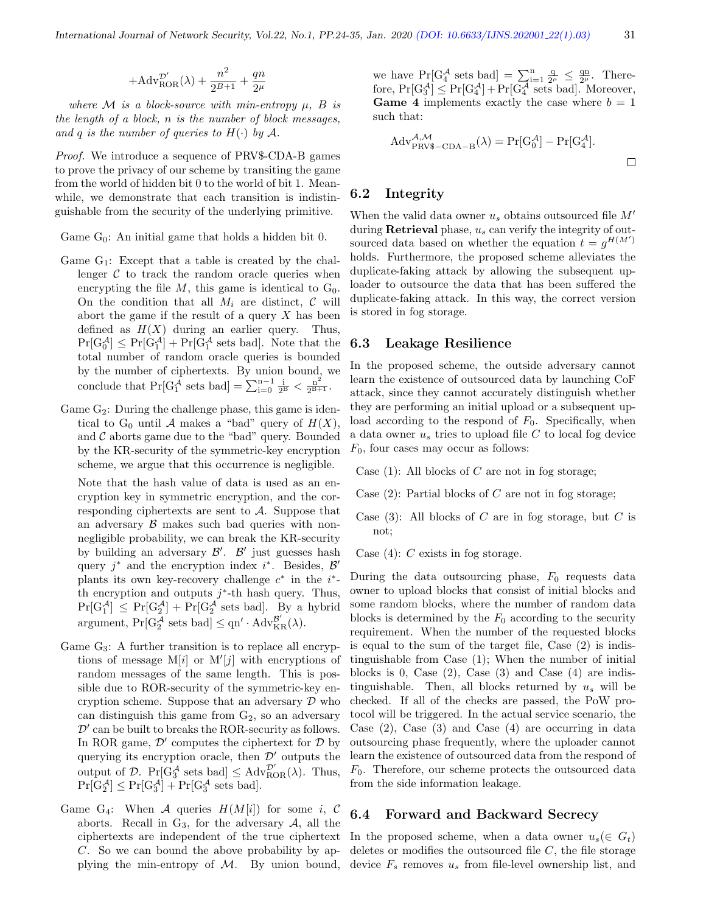$$+\mathrm{Adv}_{\mathrm{ROR}}^{\mathcal{D}'}(\lambda) + \frac{n^2}{2^{B+1}} + \frac{qn}{2^{\mu}}$$

*where $\mathcal{M}$ is a block-source with min-entropy $\mu$, $B$ is the length of a block, $n$ is the number of block messages, and $q$ is the number of queries to $H(\cdot)$ by $\mathcal{A}$.*

*Proof.* We introduce a sequence of PRV\$-CDA-B games to prove the privacy of our scheme by transiting the game from the world of hidden bit 0 to the world of bit 1. Meanwhile, we demonstrate that each transition is indistinguishable from the security of the underlying primitive.

Game $G_0$: An initial game that holds a hidden bit 0.

Game $G_1$: Except that a table is created by the challenger $\mathcal{C}$ to track the random oracle queries when encrypting the file $M$, this game is identical to $G_0$. On the condition that all $M_i$ are distinct, $\mathcal{C}$ will abort the game if the result of a query $X$ has been defined as $H(X)$ during an earlier query. Thus, $\Pr[G_0^{\mathcal{A}}] \leq \Pr[G_1^{\mathcal{A}}] + \Pr[G_1^{\mathcal{A}} \text{ sets bad}]$. Note that the total number of random oracle queries is bounded by the number of ciphertexts. By union bound, we conclude that $\Pr[G_1^{\mathcal{A}} \text{ sets bad}] = \sum_{i=0}^{n-1} \frac{i}{2^B} < \frac{n^2}{2^{B+1}}$.

Game $G_2$: During the challenge phase, this game is identical to $G_0$ until $\mathcal{A}$ makes a "bad" query of $H(X)$, and $\mathcal{C}$ aborts game due to the "bad" query. Bounded by the KR-security of the symmetric-key encryption scheme, we argue that this occurrence is negligible.

Note that the hash value of data is used as an encryption key in symmetric encryption, and the corresponding ciphertexts are sent to $\mathcal{A}$. Suppose that an adversary $\mathcal{B}$ makes such bad queries with non-negligible probability, we can break the KR-security by building an adversary $\mathcal{B}'$. $\mathcal{B}'$ just guesses hash query $j^*$ and the encryption index $i^*$. Besides, $\mathcal{B}'$ plants its own key-recovery challenge $c^*$ in the $i^*$-th encryption and outputs $j^*$-th hash query. Thus, $\Pr[G_1^{\mathcal{A}}] \leq \Pr[G_2^{\mathcal{A}}] + \Pr[G_2^{\mathcal{A}} \text{ sets bad}]$. By a hybrid argument, $\Pr[G_2^{\mathcal{A}} \text{ sets bad}] \leq qn' \cdot \mathrm{Adv}_{\mathrm{KR}}^{\mathcal{B}'}(\lambda)$.

Game $G_3$: A further transition is to replace all encryptions of message $M[i]$ or $M'[j]$ with encryptions of random messages of the same length. This is possible due to ROR-security of the symmetric-key encryption scheme. Suppose that an adversary $\mathcal{D}$ who can distinguish this game from $G_2$, so an adversary $\mathcal{D}'$ can be built to breaks the ROR-security as follows. In ROR game, $\mathcal{D}'$ computes the ciphertext for $\mathcal{D}$ by querying its encryption oracle, then $\mathcal{D}'$ outputs the output of $\mathcal{D}$. $\Pr[G_3^{\mathcal{A}} \text{ sets bad}] \leq \mathrm{Adv}_{\mathrm{ROR}}^{\mathcal{D}'}(\lambda)$. Thus, $\Pr[G_2^{\mathcal{A}}] \leq \Pr[G_3^{\mathcal{A}}] + \Pr[G_3^{\mathcal{A}} \text{ sets bad}]$.

Game $G_4$: When $\mathcal{A}$ queries $H(M[i])$ for some $i$, $\mathcal{C}$ aborts. Recall in $G_3$, for the adversary $\mathcal{A}$, all the ciphertexts are independent of the true ciphertext $C$. So we can bound the above probability by applying the min-entropy of $\mathcal{M}$. By union bound, we have $\Pr[G_4^{\mathcal{A}} \text{ sets bad}] = \sum_{i=1}^{n} \frac{q}{2^{\mu}} \leq \frac{qn}{2^{\mu}}$. Therefore, $\Pr[G_3^{\mathcal{A}}] \leq \Pr[G_4^{\mathcal{A}}] + \Pr[G_4^{\mathcal{A}} \text{ sets bad}]$. Moreover, **Game 4** implements exactly the case where $b = 1$ such that:

$$\mathrm{Adv}_{\mathrm{PRV\$-CDA-B}}^{\mathcal{A},\mathcal{M}}(\lambda) = \Pr[G_0^{\mathcal{A}}] - \Pr[G_4^{\mathcal{A}}].$$

□

### 6.2 Integrity

When the valid data owner $u_s$ obtains outsourced file $M'$ during **Retrieval** phase, $u_s$ can verify the integrity of outsourced data based on whether the equation $t = g^{H(M')}$ holds. Furthermore, the proposed scheme alleviates the duplicate-faking attack by allowing the subsequent uploader to outsource the data that has been suffered the duplicate-faking attack. In this way, the correct version is stored in fog storage.

### 6.3 Leakage Resilience

In the proposed scheme, the outside adversary cannot learn the existence of outsourced data by launching CoF attack, since they cannot accurately distinguish whether they are performing an initial upload or a subsequent upload according to the respond of $F_0$. Specifically, when a data owner $u_s$ tries to upload file $C$ to local fog device $F_0$, four cases may occur as follows:

Case (1): All blocks of $C$ are not in fog storage;

Case (2): Partial blocks of $C$ are not in fog storage;

Case (3): All blocks of $C$ are in fog storage, but $C$ is not;

Case (4): $C$ exists in fog storage.

During the data outsourcing phase, $F_0$ requests data owner to upload blocks that consist of initial blocks and some random blocks, where the number of random data blocks is determined by the $F_0$ according to the security requirement. When the number of the requested blocks is equal to the sum of the target file, Case (2) is indistinguishable from Case (1); When the number of initial blocks is 0, Case (2), Case (3) and Case (4) are indistinguishable. Then, all blocks returned by $u_s$ will be checked. If all of the checks are passed, the PoW protocol will be triggered. In the actual service scenario, the Case (2), Case (3) and Case (4) are occurring in data outsourcing phase frequently, where the uploader cannot learn the existence of outsourced data from the respond of $F_0$. Therefore, our scheme protects the outsourced data from the side information leakage.

### 6.4 Forward and Backward Secrecy

In the proposed scheme, when a data owner $u_s (\in G_t)$ deletes or modifies the outsourced file $C$, the file storage device $F_s$ removes $u_s$ from file-level ownership list, and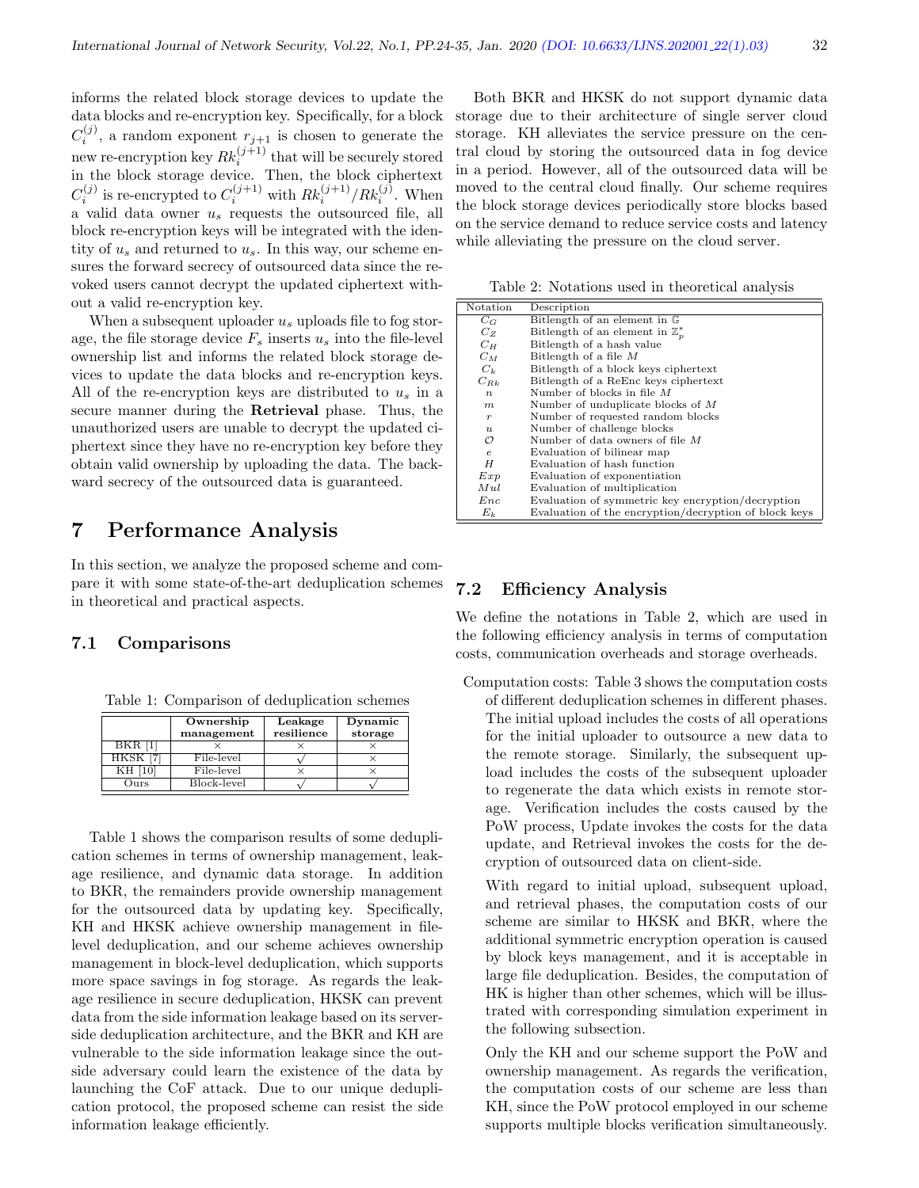informs the related block storage devices to update the data blocks and re-encryption key. Specifically, for a block $C_i^{(j)}$, a random exponent $r_{j+1}$ is chosen to generate the new re-encryption key $Rk_i^{(j+1)}$ that will be securely stored in the block storage device. Then, the block ciphertext $C_i^{(j)}$ is re-encrypted to $C_i^{(j+1)}$ with $Rk_i^{(j+1)}/Rk_i^{(j)}$. When a valid data owner $u_s$ requests the outsourced file, all block re-encryption keys will be integrated with the identity of $u_s$ and returned to $u_s$. In this way, our scheme ensures the forward secrecy of outsourced data since the revoked users cannot decrypt the updated ciphertext without a valid re-encryption key.

When a subsequent uploader $u_s$ uploads file to fog storage, the file storage device $F_s$ inserts $u_s$ into the file-level ownership list and informs the related block storage devices to update the data blocks and re-encryption keys. All of the re-encryption keys are distributed to $u_s$ in a secure manner during the **Retrieval** phase. Thus, the unauthorized users are unable to decrypt the updated ciphertext since they have no re-encryption key before they obtain valid ownership by uploading the data. The backward secrecy of the outsourced data is guaranteed.

# 7 Performance Analysis

In this section, we analyze the proposed scheme and compare it with some state-of-the-art deduplication schemes in theoretical and practical aspects.

## 7.1 Comparisons

Table 1: Comparison of deduplication schemes

| | **Ownership management** | **Leakage resilience** | **Dynamic storage** |
|---|---|---|---|
| BKR [1] | × | × | × |
| HKSK [7] | File-level | √ | × |
| KH [10] | File-level | × | × |
| Ours | Block-level | √ | √ |

Table 1 shows the comparison results of some deduplication schemes in terms of ownership management, leakage resilience, and dynamic data storage. In addition to BKR, the remainders provide ownership management for the outsourced data by updating key. Specifically, KH and HKSK achieve ownership management in file-level deduplication, and our scheme achieves ownership management in block-level deduplication, which supports more space savings in fog storage. As regards the leakage resilience in secure deduplication, HKSK can prevent data from the side information leakage based on its server-side deduplication architecture, and the BKR and KH are vulnerable to the side information leakage since the outside adversary could learn the existence of the data by launching the CoF attack. Due to our unique deduplication protocol, the proposed scheme can resist the side information leakage efficiently.

Both BKR and HKSK do not support dynamic data storage due to their architecture of single server cloud storage. KH alleviates the service pressure on the central cloud by storing the outsourced data in fog device in a period. However, all of the outsourced data will be moved to the central cloud finally. Our scheme requires the block storage devices periodically store blocks based on the service demand to reduce service costs and latency while alleviating the pressure on the cloud server.

Table 2: Notations used in theoretical analysis

| Notation | Description |
|---|---|
| $C_G$ | Bitlength of an element in $\mathbb{G}$ |
| $C_Z$ | Bitlength of an element in $\mathbb{Z}_p^*$ |
| $C_H$ | Bitlength of a hash value |
| $C_M$ | Bitlength of a file $M$ |
| $C_k$ | Bitlength of a block keys ciphertext |
| $C_{Rk}$ | Bitlength of a ReEnc keys ciphertext |
| $n$ | Number of blocks in file $M$ |
| $m$ | Number of unduplicate blocks of $M$ |
| $r$ | Number of requested random blocks |
| $u$ | Number of challenge blocks |
| $\mathcal{O}$ | Number of data owners of file $M$ |
| $e$ | Evaluation of bilinear map |
| $H$ | Evaluation of hash function |
| $Exp$ | Evaluation of exponentiation |
| $Mul$ | Evaluation of multiplication |
| $Enc$ | Evaluation of symmetric key encryption/decryption |
| $E_k$ | Evaluation of the encryption/decryption of block keys |

## 7.2 Efficiency Analysis

We define the notations in Table 2, which are used in the following efficiency analysis in terms of computation costs, communication overheads and storage overheads.

Computation costs: Table 3 shows the computation costs of different deduplication schemes in different phases. The initial upload includes the costs of all operations for the initial uploader to outsource a new data to the remote storage. Similarly, the subsequent upload includes the costs of the subsequent uploader to regenerate the data which exists in remote storage. Verification includes the costs caused by the PoW process, Update invokes the costs for the data update, and Retrieval invokes the costs for the decryption of outsourced data on client-side.

With regard to initial upload, subsequent upload, and retrieval phases, the computation costs of our scheme are similar to HKSK and BKR, where the additional symmetric encryption operation is caused by block keys management, and it is acceptable in large file deduplication. Besides, the computation of HK is higher than other schemes, which will be illustrated with corresponding simulation experiment in the following subsection.

Only the KH and our scheme support the PoW and ownership management. As regards the verification, the computation costs of our scheme are less than KH, since the PoW protocol employed in our scheme supports multiple blocks verification simultaneously.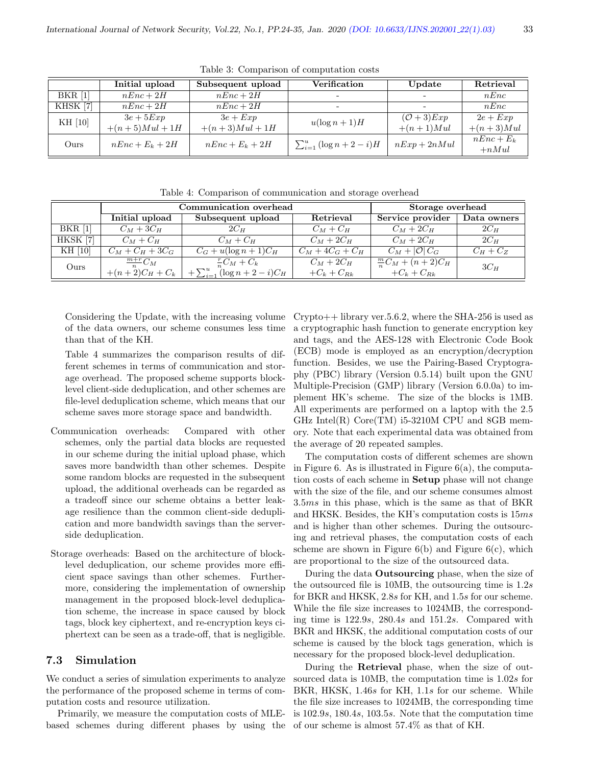Table 3: Comparison of computation costs

| | Initial upload | Subsequent upload | Verification | Update | Retrieval |
|---|---|---|---|---|---|
| BKR [1] | $nEnc + 2H$ | $nEnc + 2H$ | - | - | $nEnc$ |
| KHSK [7] | $nEnc + 2H$ | $nEnc + 2H$ | - | - | $nEnc$ |
| KH [10] | $3e + 5Exp$ $+(n+5)Mul + 1H$ | $3e + Exp$ $+(n+3)Mul + 1H$ | $u(\log n + 1)H$ | $(\mathcal{O}+3)Exp$ $+(n+1)Mul$ | $2e + Exp$ $+(n+3)Mul$ |
| Ours | $nEnc + E_k + 2H$ | $nEnc + E_k + 2H$ | $\sum_{i=1}^{u}(\log n + 2 - i)H$ | $nExp + 2nMul$ | $nEnc + E_k$ $+nMul$ |

Table 4: Comparison of communication and storage overhead

| | Communication overhead | | | Storage overhead | |
|---|---|---|---|---|---|
| | Initial upload | Subsequent upload | Retrieval | Service provider | Data owners |
| BKR [1] | $C_M + 3C_H$ | $2C_H$ | $C_M + C_H$ | $C_M + 2C_H$ | $2C_H$ |
| HKSK [7] | $C_M + C_H$ | $C_M + C_H$ | $C_M + 2C_H$ | $C_M + 2C_H$ | $2C_H$ |
| KH [10] | $C_M + C_H + 3C_G$ | $C_G + u(\log n + 1)C_H$ | $C_M + 4C_G + C_H$ | $C_M + \lvert\mathcal{O}\rvert C_G$ | $C_H + C_Z$ |
| Ours | $\frac{m+r}{n}C_M$ $+(n+2)C_H + C_k$ | $\frac{r}{n}C_M + C_k$ $+\sum_{i=1}^{u}(\log n + 2 - i)C_H$ | $C_M + 2C_H$ $+C_k + C_{Rk}$ | $\frac{m}{n}C_M + (n+2)C_H$ $+C_k + C_{Rk}$ | $3C_H$ |

Considering the Update, with the increasing volume of the data owners, our scheme consumes less time than that of the KH.

Table 4 summarizes the comparison results of different schemes in terms of communication and storage overhead. The proposed scheme supports block-level client-side deduplication, and other schemes are file-level deduplication scheme, which means that our scheme saves more storage space and bandwidth.

- Communication overheads: Compared with other schemes, only the partial data blocks are requested in our scheme during the initial upload phase, which saves more bandwidth than other schemes. Despite some random blocks are requested in the subsequent upload, the additional overheads can be regarded as a tradeoff since our scheme obtains a better leakage resilience than the common client-side deduplication and more bandwidth savings than the server-side deduplication.
- Storage overheads: Based on the architecture of block-level deduplication, our scheme provides more efficient space savings than other schemes. Furthermore, considering the implementation of ownership management in the proposed block-level deduplication scheme, the increase in space caused by block tags, block key ciphertext, and re-encryption keys ciphertext can be seen as a trade-off, that is negligible.

### 7.3 Simulation

We conduct a series of simulation experiments to analyze the performance of the proposed scheme in terms of computation costs and resource utilization.

Primarily, we measure the computation costs of MLE-based schemes during different phases by using the Crypto++ library ver.5.6.2, where the SHA-256 is used as a cryptographic hash function to generate encryption key and tags, and the AES-128 with Electronic Code Book (ECB) mode is employed as an encryption/decryption function. Besides, we use the Pairing-Based Cryptography (PBC) library (Version 0.5.14) built upon the GNU Multiple-Precision (GMP) library (Version 6.0.0a) to implement HK's scheme. The size of the blocks is 1MB. All experiments are performed on a laptop with the 2.5 GHz Intel(R) Core(TM) i5-3210M CPU and 8GB memory. Note that each experimental data was obtained from the average of 20 repeated samples.

The computation costs of different schemes are shown in Figure 6. As is illustrated in Figure 6(a), the computation costs of each scheme in **Setup** phase will not change with the size of the file, and our scheme consumes almost $3.5ms$ in this phase, which is the same as that of BKR and HKSK. Besides, the KH's computation costs is $15ms$ and is higher than other schemes. During the outsourcing and retrieval phases, the computation costs of each scheme are shown in Figure 6(b) and Figure 6(c), which are proportional to the size of the outsourced data.

During the data **Outsourcing** phase, when the size of the outsourced file is 10MB, the outsourcing time is $1.2s$ for BKR and HKSK, $2.8s$ for KH, and $1.5s$ for our scheme. While the file size increases to 1024MB, the corresponding time is $122.9s$, $280.4s$ and $151.2s$. Compared with BKR and HKSK, the additional computation costs of our scheme is caused by the block tags generation, which is necessary for the proposed block-level deduplication.

During the **Retrieval** phase, when the size of outsourced data is 10MB, the computation time is $1.02s$ for BKR, HKSK, $1.46s$ for KH, $1.1s$ for our scheme. While the file size increases to 1024MB, the corresponding time is $102.9s$, $180.4s$, $103.5s$. Note that the computation time of our scheme is almost 57.4% as that of KH.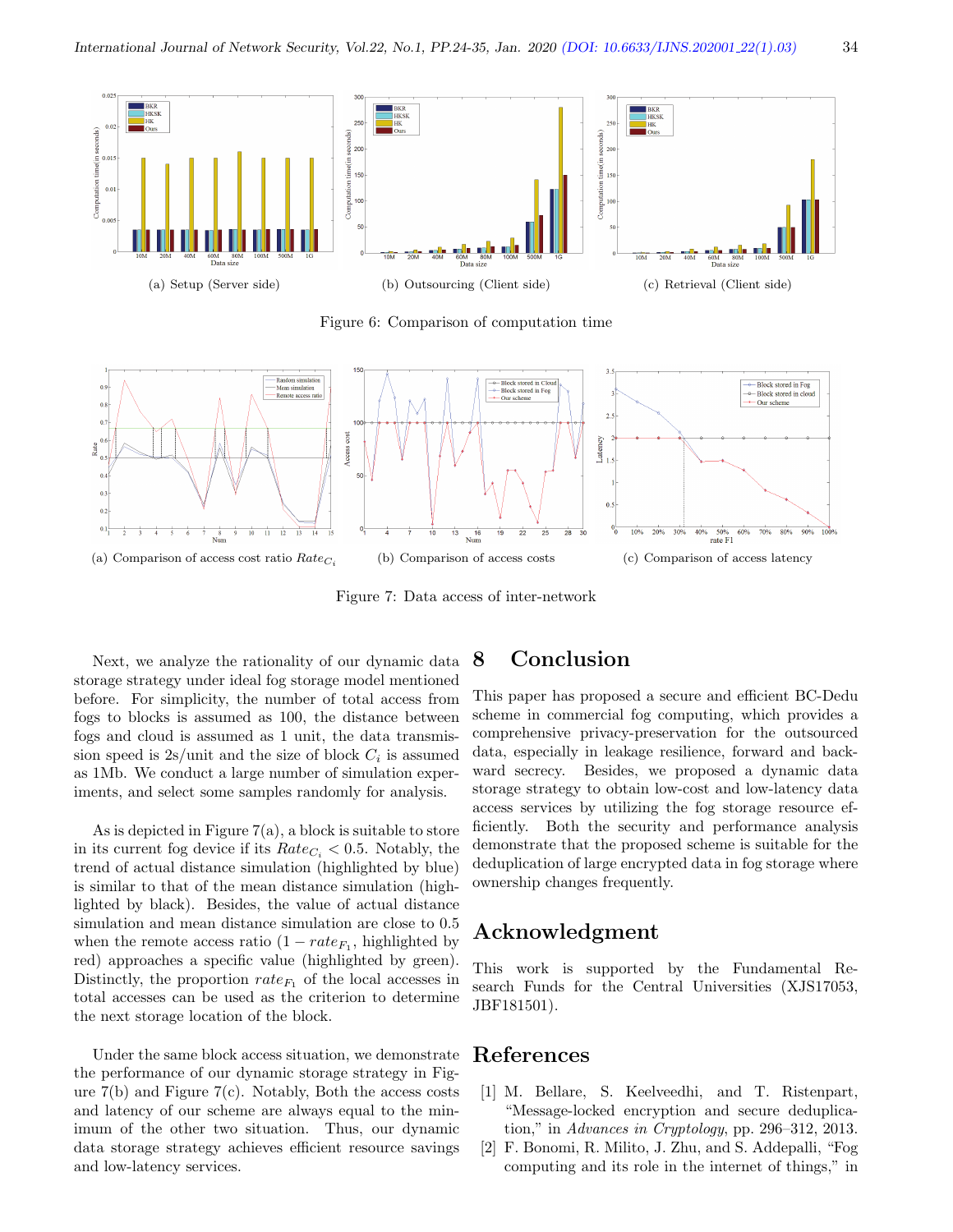(a) Setup (Server side)

(b) Outsourcing (Client side)

(c) Retrieval (Client side)

Figure 6: Comparison of computation time

(a) Comparison of access cost ratio $Rate_{C_i}$

(b) Comparison of access costs

(c) Comparison of access latency

Figure 7: Data access of inter-network

Next, we analyze the rationality of our dynamic data storage strategy under ideal fog storage model mentioned before. For simplicity, the number of total access from fogs to blocks is assumed as 100, the distance between fogs and cloud is assumed as 1 unit, the data transmission speed is 2s/unit and the size of block $C_i$ is assumed as 1Mb. We conduct a large number of simulation experiments, and select some samples randomly for analysis.

As is depicted in Figure 7(a), a block is suitable to store in its current fog device if its $Rate_{C_i} < 0.5$. Notably, the trend of actual distance simulation (highlighted by blue) is similar to that of the mean distance simulation (highlighted by black). Besides, the value of actual distance simulation and mean distance simulation are close to 0.5 when the remote access ratio ($1 - rate_{F_1}$, highlighted by red) approaches a specific value (highlighted by green). Distinctly, the proportion $rate_{F_1}$ of the local accesses in total accesses can be used as the criterion to determine the next storage location of the block.

Under the same block access situation, we demonstrate the performance of our dynamic storage strategy in Figure 7(b) and Figure 7(c). Notably, Both the access costs and latency of our scheme are always equal to the minimum of the other two situation. Thus, our dynamic data storage strategy achieves efficient resource savings and low-latency services.

# 8 Conclusion

This paper has proposed a secure and efficient BC-Dedu scheme in commercial fog computing, which provides a comprehensive privacy-preservation for the outsourced data, especially in leakage resilience, forward and backward secrecy. Besides, we proposed a dynamic data storage strategy to obtain low-cost and low-latency data access services by utilizing the fog storage resource efficiently. Both the security and performance analysis demonstrate that the proposed scheme is suitable for the deduplication of large encrypted data in fog storage where ownership changes frequently.

# Acknowledgment

This work is supported by the Fundamental Research Funds for the Central Universities (XJS17053, JBF181501).

# References

[1] M. Bellare, S. Keelveedhi, and T. Ristenpart, "Message-locked encryption and secure deduplication," in *Advances in Cryptology*, pp. 296–312, 2013.

[2] F. Bonomi, R. Milito, J. Zhu, and S. Addepalli, "Fog computing and its role in the internet of things," in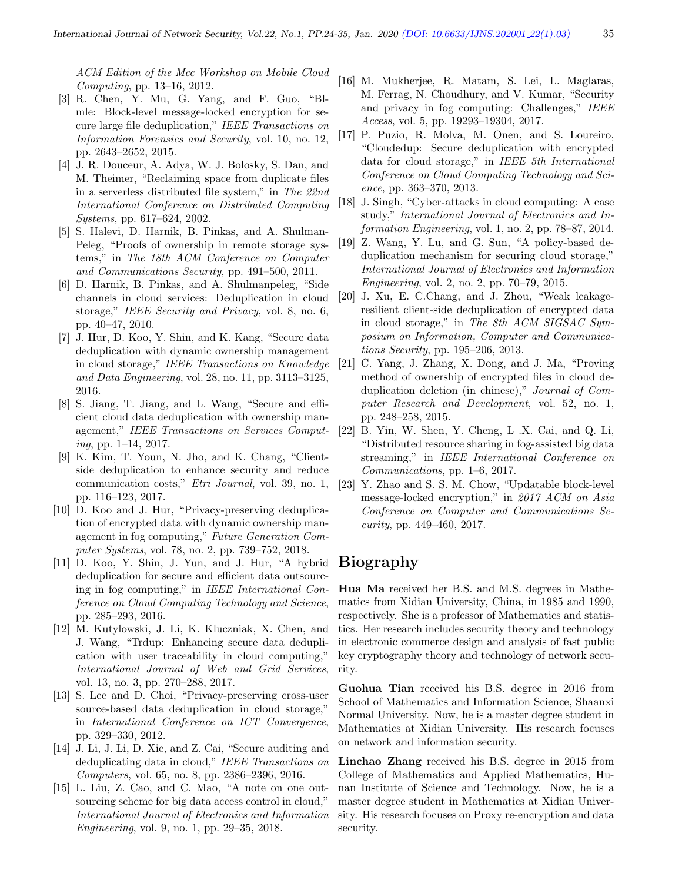ACM Edition of the Mcc Workshop on Mobile Cloud Computing*, pp. 13–16, 2012.

[3] R. Chen, Y. Mu, G. Yang, and F. Guo, "Bl-mle: Block-level message-locked encryption for secure large file deduplication," *IEEE Transactions on Information Forensics and Security*, vol. 10, no. 12, pp. 2643–2652, 2015.

[4] J. R. Douceur, A. Adya, W. J. Bolosky, S. Dan, and M. Theimer, "Reclaiming space from duplicate files in a serverless distributed file system," in *The 22nd International Conference on Distributed Computing Systems*, pp. 617–624, 2002.

[5] S. Halevi, D. Harnik, B. Pinkas, and A. Shulman-Peleg, "Proofs of ownership in remote storage systems," in *The 18th ACM Conference on Computer and Communications Security*, pp. 491–500, 2011.

[6] D. Harnik, B. Pinkas, and A. Shulmanpeleg, "Side channels in cloud services: Deduplication in cloud storage," *IEEE Security and Privacy*, vol. 8, no. 6, pp. 40–47, 2010.

[7] J. Hur, D. Koo, Y. Shin, and K. Kang, "Secure data deduplication with dynamic ownership management in cloud storage," *IEEE Transactions on Knowledge and Data Engineering*, vol. 28, no. 11, pp. 3113–3125, 2016.

[8] S. Jiang, T. Jiang, and L. Wang, "Secure and efficient cloud data deduplication with ownership management," *IEEE Transactions on Services Computing*, pp. 1–14, 2017.

[9] K. Kim, T. Youn, N. Jho, and K. Chang, "Client-side deduplication to enhance security and reduce communication costs," *Etri Journal*, vol. 39, no. 1, pp. 116–123, 2017.

[10] D. Koo and J. Hur, "Privacy-preserving deduplication of encrypted data with dynamic ownership management in fog computing," *Future Generation Computer Systems*, vol. 78, no. 2, pp. 739–752, 2018.

[11] D. Koo, Y. Shin, J. Yun, and J. Hur, "A hybrid deduplication for secure and efficient data outsourcing in fog computing," in *IEEE International Conference on Cloud Computing Technology and Science*, pp. 285–293, 2016.

[12] M. Kutylowski, J. Li, K. Kluczniak, X. Chen, and J. Wang, "Trdup: Enhancing secure data deduplication with user traceability in cloud computing," *International Journal of Web and Grid Services*, vol. 13, no. 3, pp. 270–288, 2017.

[13] S. Lee and D. Choi, "Privacy-preserving cross-user source-based data deduplication in cloud storage," in *International Conference on ICT Convergence*, pp. 329–330, 2012.

[14] J. Li, J. Li, D. Xie, and Z. Cai, "Secure auditing and deduplicating data in cloud," *IEEE Transactions on Computers*, vol. 65, no. 8, pp. 2386–2396, 2016.

[15] L. Liu, Z. Cao, and C. Mao, "A note on one outsourcing scheme for big data access control in cloud," *International Journal of Electronics and Information Engineering*, vol. 9, no. 1, pp. 29–35, 2018.

[16] M. Mukherjee, R. Matam, S. Lei, L. Maglaras, M. Ferrag, N. Choudhury, and V. Kumar, "Security and privacy in fog computing: Challenges," *IEEE Access*, vol. 5, pp. 19293–19304, 2017.

[17] P. Puzio, R. Molva, M. Onen, and S. Loureiro, "Cloudedup: Secure deduplication with encrypted data for cloud storage," in *IEEE 5th International Conference on Cloud Computing Technology and Science*, pp. 363–370, 2013.

[18] J. Singh, "Cyber-attacks in cloud computing: A case study," *International Journal of Electronics and Information Engineering*, vol. 1, no. 2, pp. 78–87, 2014.

[19] Z. Wang, Y. Lu, and G. Sun, "A policy-based deduplication mechanism for securing cloud storage," *International Journal of Electronics and Information Engineering*, vol. 2, no. 2, pp. 70–79, 2015.

[20] J. Xu, E. C.Chang, and J. Zhou, "Weak leakage-resilient client-side deduplication of encrypted data in cloud storage," in *The 8th ACM SIGSAC Symposium on Information, Computer and Communications Security*, pp. 195–206, 2013.

[21] C. Yang, J. Zhang, X. Dong, and J. Ma, "Proving method of ownership of encrypted files in cloud deduplication deletion (in chinese)," *Journal of Computer Research and Development*, vol. 52, no. 1, pp. 248–258, 2015.

[22] B. Yin, W. Shen, Y. Cheng, L .X. Cai, and Q. Li, "Distributed resource sharing in fog-assisted big data streaming," in *IEEE International Conference on Communications*, pp. 1–6, 2017.

[23] Y. Zhao and S. S. M. Chow, "Updatable block-level message-locked encryption," in *2017 ACM on Asia Conference on Computer and Communications Security*, pp. 449–460, 2017.

# Biography

**Hua Ma** received her B.S. and M.S. degrees in Mathematics from Xidian University, China, in 1985 and 1990, respectively. She is a professor of Mathematics and statistics. Her research includes security theory and technology in electronic commerce design and analysis of fast public key cryptography theory and technology of network security.

**Guohua Tian** received his B.S. degree in 2016 from School of Mathematics and Information Science, Shaanxi Normal University. Now, he is a master degree student in Mathematics at Xidian University. His research focuses on network and information security.

**Linchao Zhang** received his B.S. degree in 2015 from College of Mathematics and Applied Mathematics, Hunan Institute of Science and Technology. Now, he is a master degree student in Mathematics at Xidian University. His research focuses on Proxy re-encryption and data security.